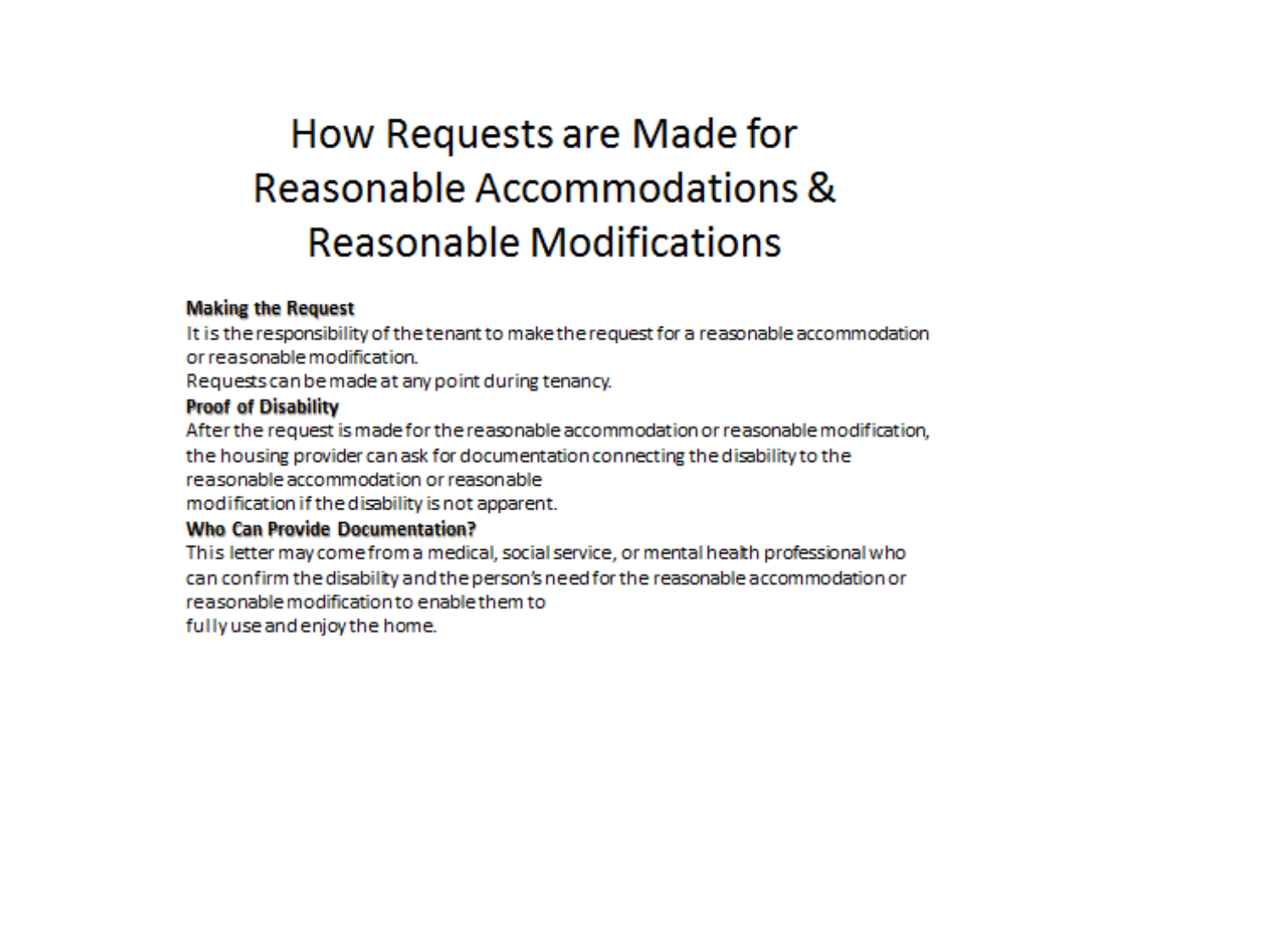# How Requests are Made for Reasonable Accommodations & Reasonable Modifications

**Making the Request**

It is the responsibility of the tenant to make the request for a reasonable accommodation or reasonable modification.

Requests can be made at any point during tenancy.

**Proof of Disability**

After the request is made for the reasonable accommodation or reasonable modification, the housing provider can ask for documentation connecting the disability to the reasonable accommodation or reasonable modification if the disability is not apparent.

**Who Can Provide Documentation?**

This letter may come from a medical, social service, or mental heath professional who can confirm the disability and the person's need for the reasonable accommodation or reasonable modification to enable them to fully use and enjoy the home.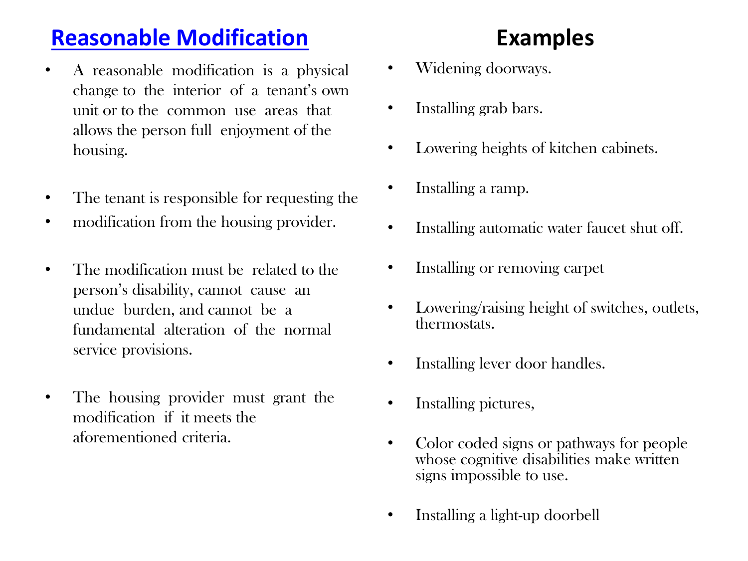## Reasonable Modification

- A reasonable modification is a physical change to the interior of a tenant's own unit or to the common use areas that allows the person full enjoyment of the housing.

- The tenant is responsible for requesting the
- modification from the housing provider.

- The modification must be related to the person's disability, cannot cause an undue burden, and cannot be a fundamental alteration of the normal service provisions.

- The housing provider must grant the modification if it meets the aforementioned criteria.

## Examples

- Widening doorways.
- Installing grab bars.
- Lowering heights of kitchen cabinets.
- Installing a ramp.
- Installing automatic water faucet shut off.
- Installing or removing carpet
- Lowering/raising height of switches, outlets, thermostats.
- Installing lever door handles.
- Installing pictures,
- Color coded signs or pathways for people whose cognitive disabilities make written signs impossible to use.
- Installing a light-up doorbell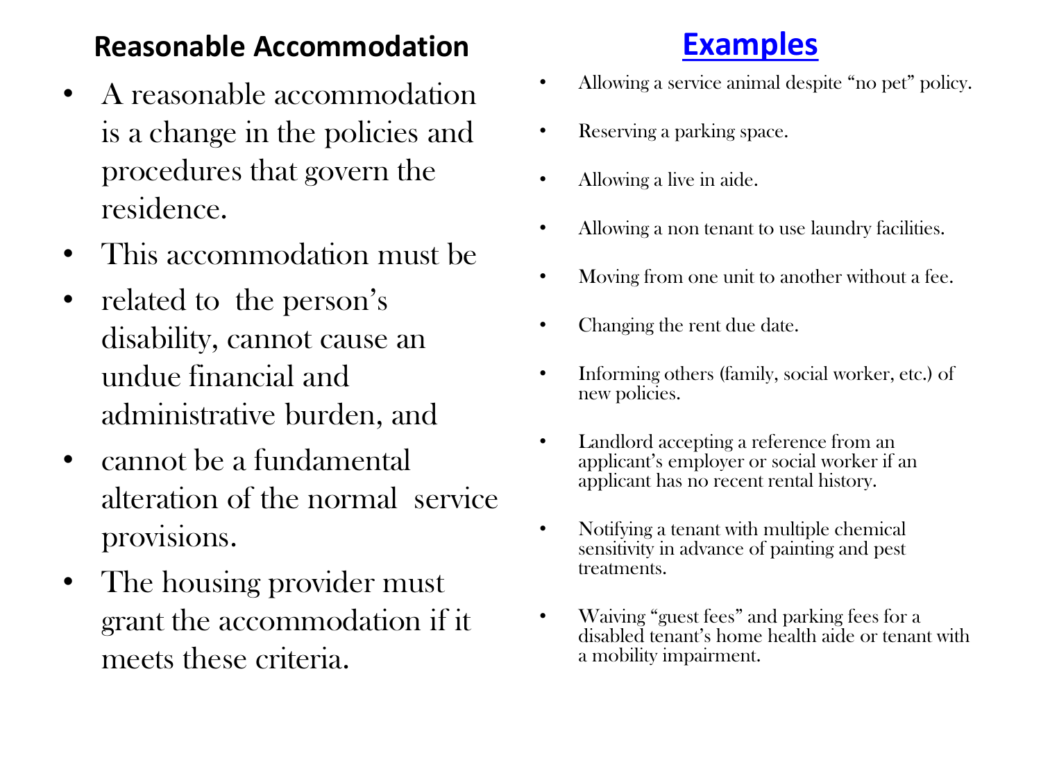## Reasonable Accommodation

- A reasonable accommodation is a change in the policies and procedures that govern the residence.
- This accommodation must be
- related to the person's disability, cannot cause an undue financial and administrative burden, and
- cannot be a fundamental alteration of the normal service provisions.
- The housing provider must grant the accommodation if it meets these criteria.

## Examples

- Allowing a service animal despite "no pet" policy.
- Reserving a parking space.
- Allowing a live in aide.
- Allowing a non tenant to use laundry facilities.
- Moving from one unit to another without a fee.
- Changing the rent due date.
- Informing others (family, social worker, etc.) of new policies.
- Landlord accepting a reference from an applicant's employer or social worker if an applicant has no recent rental history.
- Notifying a tenant with multiple chemical sensitivity in advance of painting and pest treatments.
- Waiving "guest fees" and parking fees for a disabled tenant's home health aide or tenant with a mobility impairment.